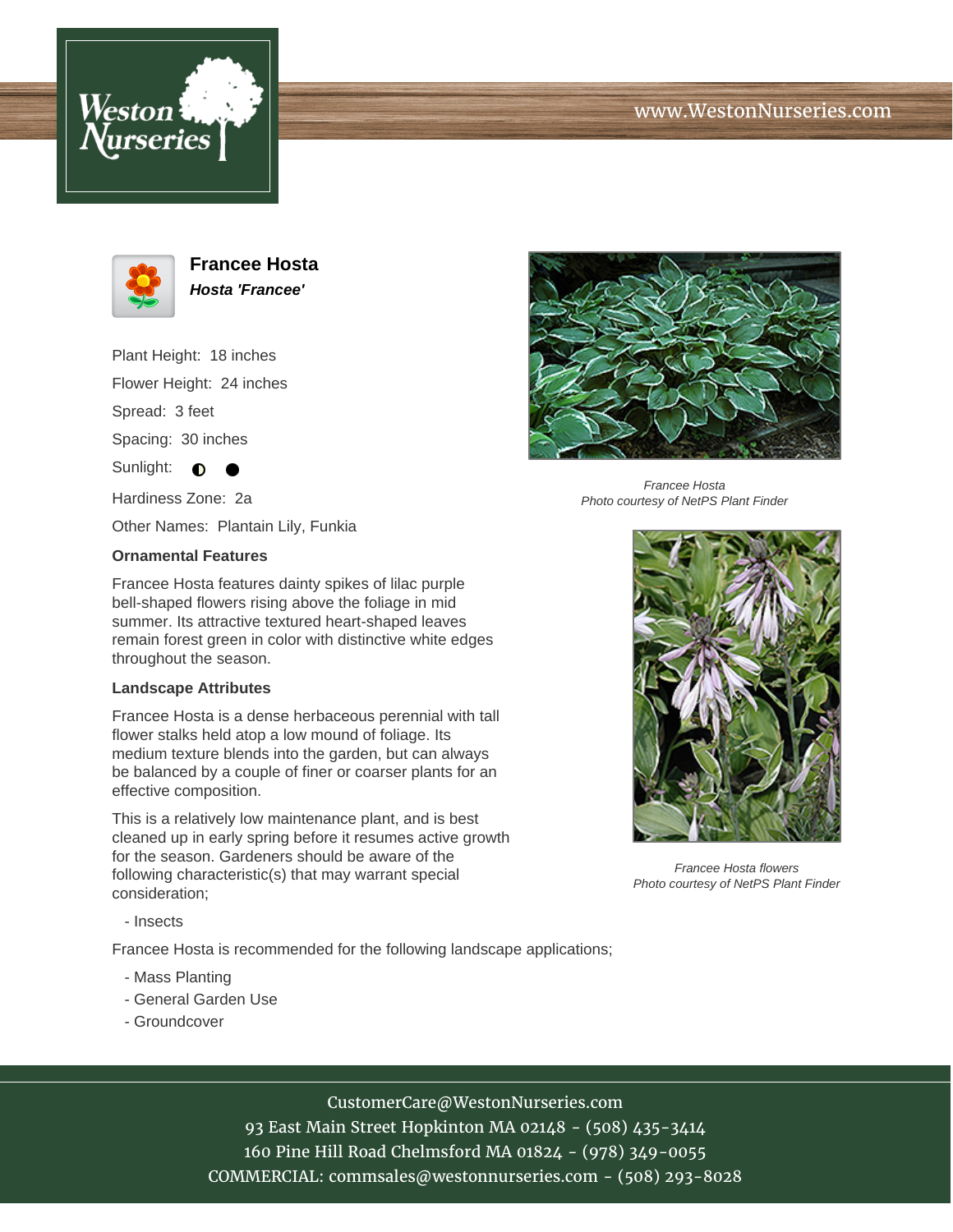# Francee Hosta

***Hosta 'Francee'***

Plant Height: 18 inches

Flower Height: 24 inches

Spread: 3 feet

Spacing: 30 inches

Sunlight: ◐ ●

Hardiness Zone: 2a

Other Names: Plantain Lily, Funkia

### Ornamental Features

Francee Hosta features dainty spikes of lilac purple bell-shaped flowers rising above the foliage in mid summer. Its attractive textured heart-shaped leaves remain forest green in color with distinctive white edges throughout the season.

### Landscape Attributes

Francee Hosta is a dense herbaceous perennial with tall flower stalks held atop a low mound of foliage. Its medium texture blends into the garden, but can always be balanced by a couple of finer or coarser plants for an effective composition.

This is a relatively low maintenance plant, and is best cleaned up in early spring before it resumes active growth for the season. Gardeners should be aware of the following characteristic(s) that may warrant special consideration;

- Insects

Francee Hosta is recommended for the following landscape applications;

- Mass Planting
- General Garden Use
- Groundcover

*Francee Hosta*
*Photo courtesy of NetPS Plant Finder*

*Francee Hosta flowers*
*Photo courtesy of NetPS Plant Finder*

CustomerCare@WestonNurseries.com
93 East Main Street Hopkinton MA 02148 - (508) 435-3414
160 Pine Hill Road Chelmsford MA 01824 - (978) 349-0055
COMMERCIAL: commsales@westonnurseries.com - (508) 293-8028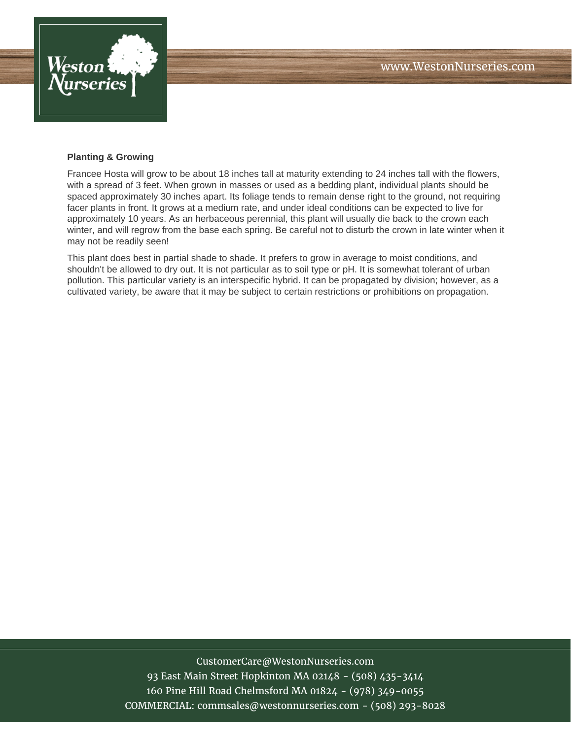### Planting & Growing

Francee Hosta will grow to be about 18 inches tall at maturity extending to 24 inches tall with the flowers, with a spread of 3 feet. When grown in masses or used as a bedding plant, individual plants should be spaced approximately 30 inches apart. Its foliage tends to remain dense right to the ground, not requiring facer plants in front. It grows at a medium rate, and under ideal conditions can be expected to live for approximately 10 years. As an herbaceous perennial, this plant will usually die back to the crown each winter, and will regrow from the base each spring. Be careful not to disturb the crown in late winter when it may not be readily seen!

This plant does best in partial shade to shade. It prefers to grow in average to moist conditions, and shouldn't be allowed to dry out. It is not particular as to soil type or pH. It is somewhat tolerant of urban pollution. This particular variety is an interspecific hybrid. It can be propagated by division; however, as a cultivated variety, be aware that it may be subject to certain restrictions or prohibitions on propagation.